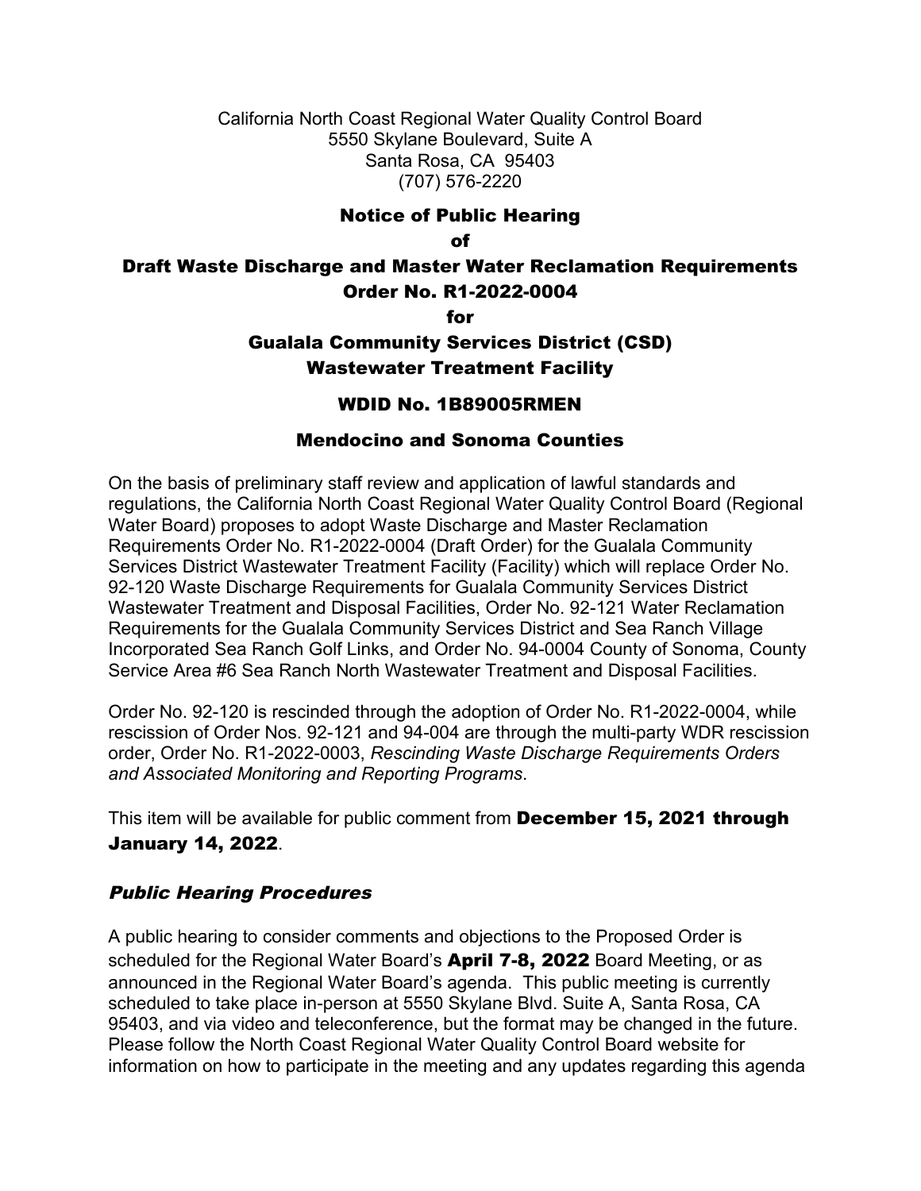California North Coast Regional Water Quality Control Board
5550 Skylane Boulevard, Suite A
Santa Rosa, CA 95403
(707) 576-2220

# Notice of Public Hearing
# of
# Draft Waste Discharge and Master Water Reclamation Requirements
# Order No. R1-2022-0004
# for
# Gualala Community Services District (CSD)
# Wastewater Treatment Facility

## WDID No. 1B89005RMEN

## Mendocino and Sonoma Counties

On the basis of preliminary staff review and application of lawful standards and regulations, the California North Coast Regional Water Quality Control Board (Regional Water Board) proposes to adopt Waste Discharge and Master Reclamation Requirements Order No. R1-2022-0004 (Draft Order) for the Gualala Community Services District Wastewater Treatment Facility (Facility) which will replace Order No. 92-120 Waste Discharge Requirements for Gualala Community Services District Wastewater Treatment and Disposal Facilities, Order No. 92-121 Water Reclamation Requirements for the Gualala Community Services District and Sea Ranch Village Incorporated Sea Ranch Golf Links, and Order No. 94-0004 County of Sonoma, County Service Area #6 Sea Ranch North Wastewater Treatment and Disposal Facilities.

Order No. 92-120 is rescinded through the adoption of Order No. R1-2022-0004, while rescission of Order Nos. 92-121 and 94-004 are through the multi-party WDR rescission order, Order No. R1-2022-0003, *Rescinding Waste Discharge Requirements Orders and Associated Monitoring and Reporting Programs*.

This item will be available for public comment from **December 15, 2021 through January 14, 2022**.

### *Public Hearing Procedures*

A public hearing to consider comments and objections to the Proposed Order is scheduled for the Regional Water Board's **April 7-8, 2022** Board Meeting, or as announced in the Regional Water Board's agenda. This public meeting is currently scheduled to take place in-person at 5550 Skylane Blvd. Suite A, Santa Rosa, CA 95403, and via video and teleconference, but the format may be changed in the future. Please follow the North Coast Regional Water Quality Control Board website for information on how to participate in the meeting and any updates regarding this agenda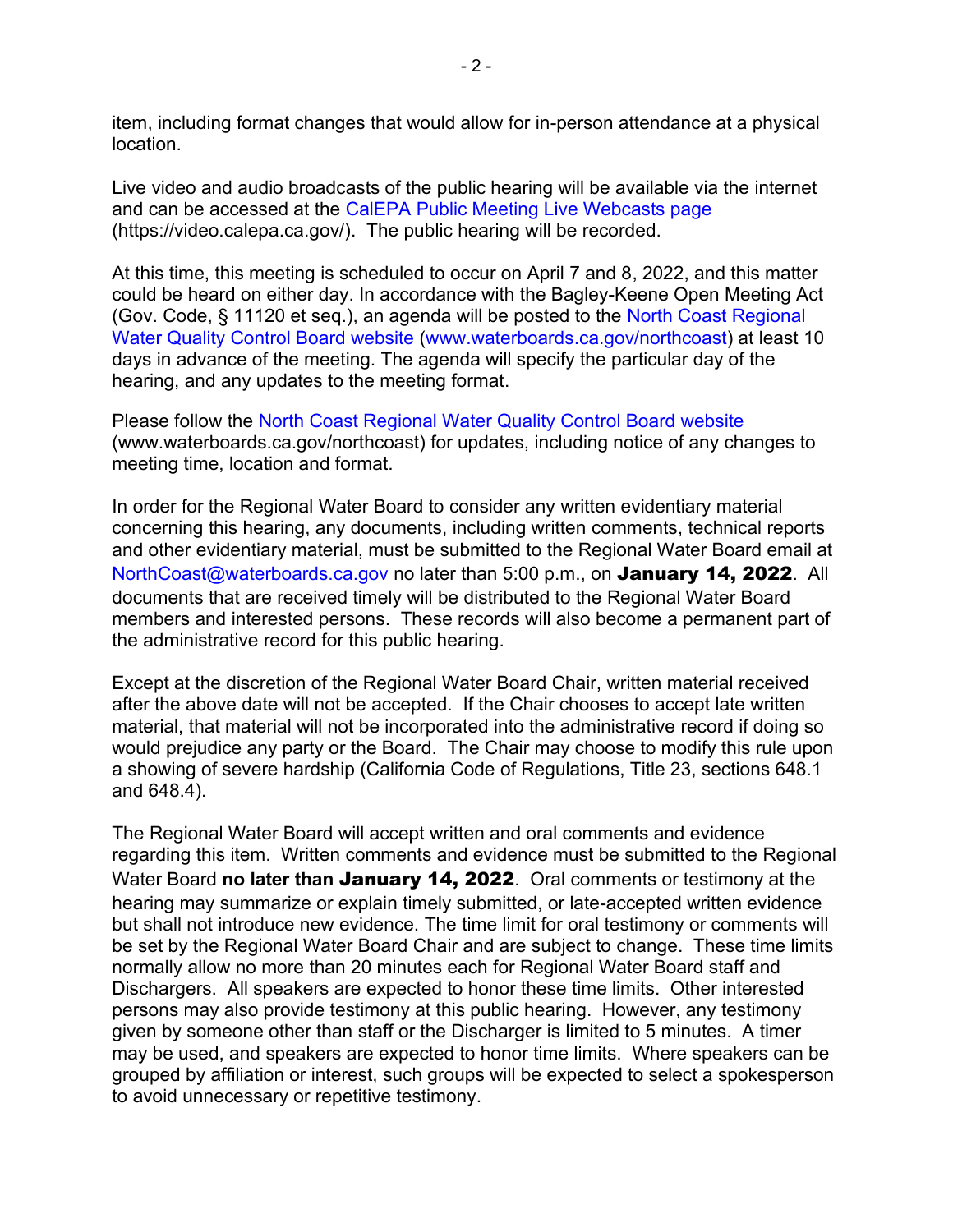item, including format changes that would allow for in-person attendance at a physical location.

Live video and audio broadcasts of the public hearing will be available via the internet and can be accessed at the CalEPA Public Meeting Live Webcasts page (https://video.calepa.ca.gov/). The public hearing will be recorded.

At this time, this meeting is scheduled to occur on April 7 and 8, 2022, and this matter could be heard on either day. In accordance with the Bagley-Keene Open Meeting Act (Gov. Code, § 11120 et seq.), an agenda will be posted to the North Coast Regional Water Quality Control Board website (www.waterboards.ca.gov/northcoast) at least 10 days in advance of the meeting. The agenda will specify the particular day of the hearing, and any updates to the meeting format.

Please follow the North Coast Regional Water Quality Control Board website (www.waterboards.ca.gov/northcoast) for updates, including notice of any changes to meeting time, location and format.

In order for the Regional Water Board to consider any written evidentiary material concerning this hearing, any documents, including written comments, technical reports and other evidentiary material, must be submitted to the Regional Water Board email at NorthCoast@waterboards.ca.gov no later than 5:00 p.m., on **January 14, 2022**. All documents that are received timely will be distributed to the Regional Water Board members and interested persons. These records will also become a permanent part of the administrative record for this public hearing.

Except at the discretion of the Regional Water Board Chair, written material received after the above date will not be accepted. If the Chair chooses to accept late written material, that material will not be incorporated into the administrative record if doing so would prejudice any party or the Board. The Chair may choose to modify this rule upon a showing of severe hardship (California Code of Regulations, Title 23, sections 648.1 and 648.4).

The Regional Water Board will accept written and oral comments and evidence regarding this item. Written comments and evidence must be submitted to the Regional Water Board **no later than January 14, 2022**. Oral comments or testimony at the hearing may summarize or explain timely submitted, or late-accepted written evidence but shall not introduce new evidence. The time limit for oral testimony or comments will be set by the Regional Water Board Chair and are subject to change. These time limits normally allow no more than 20 minutes each for Regional Water Board staff and Dischargers. All speakers are expected to honor these time limits. Other interested persons may also provide testimony at this public hearing. However, any testimony given by someone other than staff or the Discharger is limited to 5 minutes. A timer may be used, and speakers are expected to honor time limits. Where speakers can be grouped by affiliation or interest, such groups will be expected to select a spokesperson to avoid unnecessary or repetitive testimony.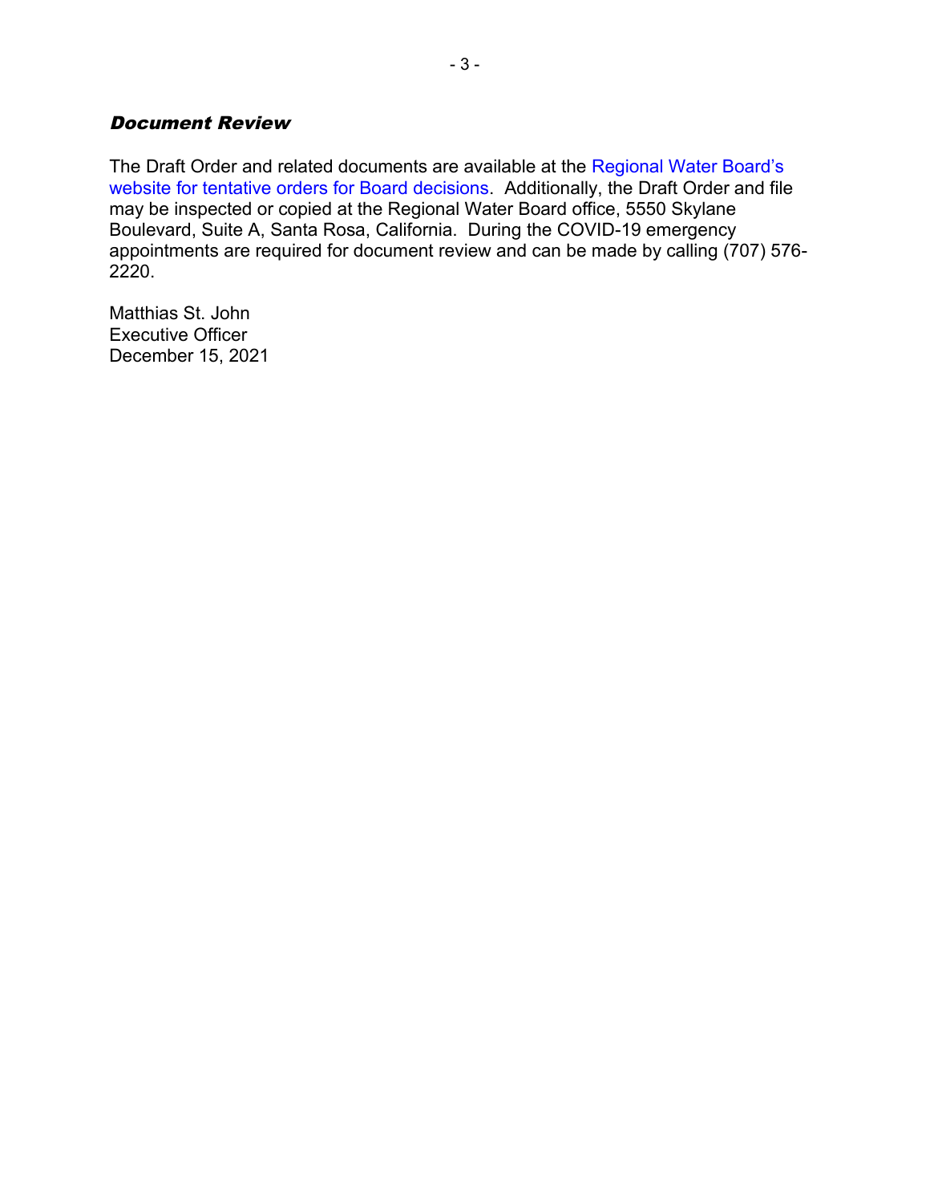### ***Document Review***

The Draft Order and related documents are available at the Regional Water Board's website for tentative orders for Board decisions. Additionally, the Draft Order and file may be inspected or copied at the Regional Water Board office, 5550 Skylane Boulevard, Suite A, Santa Rosa, California. During the COVID-19 emergency appointments are required for document review and can be made by calling (707) 576-2220.

Matthias St. John
Executive Officer
December 15, 2021